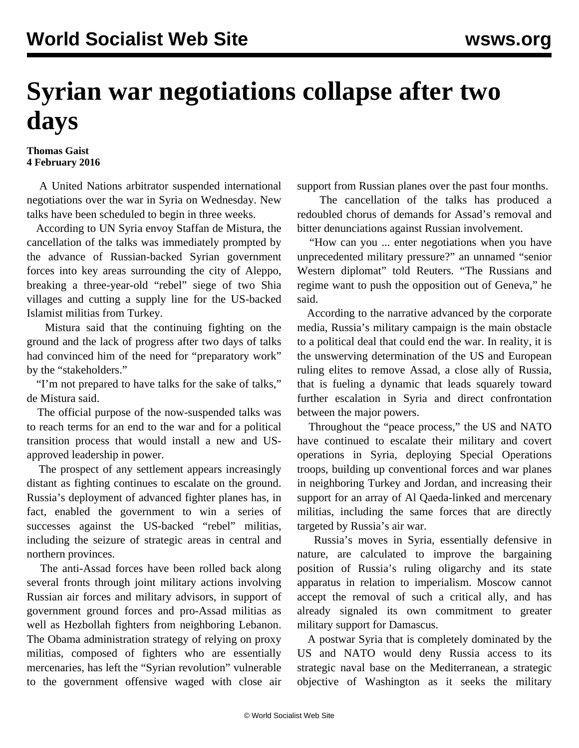# Syrian war negotiations collapse after two days

**Thomas Gaist**
**4 February 2016**

A United Nations arbitrator suspended international negotiations over the war in Syria on Wednesday. New talks have been scheduled to begin in three weeks.

According to UN Syria envoy Staffan de Mistura, the cancellation of the talks was immediately prompted by the advance of Russian-backed Syrian government forces into key areas surrounding the city of Aleppo, breaking a three-year-old "rebel" siege of two Shia villages and cutting a supply line for the US-backed Islamist militias from Turkey.

Mistura said that the continuing fighting on the ground and the lack of progress after two days of talks had convinced him of the need for "preparatory work" by the "stakeholders."

"I'm not prepared to have talks for the sake of talks," de Mistura said.

The official purpose of the now-suspended talks was to reach terms for an end to the war and for a political transition process that would install a new and US-approved leadership in power.

The prospect of any settlement appears increasingly distant as fighting continues to escalate on the ground. Russia's deployment of advanced fighter planes has, in fact, enabled the government to win a series of successes against the US-backed "rebel" militias, including the seizure of strategic areas in central and northern provinces.

The anti-Assad forces have been rolled back along several fronts through joint military actions involving Russian air forces and military advisors, in support of government ground forces and pro-Assad militias as well as Hezbollah fighters from neighboring Lebanon. The Obama administration strategy of relying on proxy militias, composed of fighters who are essentially mercenaries, has left the "Syrian revolution" vulnerable to the government offensive waged with close air support from Russian planes over the past four months.

The cancellation of the talks has produced a redoubled chorus of demands for Assad's removal and bitter denunciations against Russian involvement.

"How can you ... enter negotiations when you have unprecedented military pressure?" an unnamed "senior Western diplomat" told Reuters. "The Russians and regime want to push the opposition out of Geneva," he said.

According to the narrative advanced by the corporate media, Russia's military campaign is the main obstacle to a political deal that could end the war. In reality, it is the unswerving determination of the US and European ruling elites to remove Assad, a close ally of Russia, that is fueling a dynamic that leads squarely toward further escalation in Syria and direct confrontation between the major powers.

Throughout the "peace process," the US and NATO have continued to escalate their military and covert operations in Syria, deploying Special Operations troops, building up conventional forces and war planes in neighboring Turkey and Jordan, and increasing their support for an array of Al Qaeda-linked and mercenary militias, including the same forces that are directly targeted by Russia's air war.

Russia's moves in Syria, essentially defensive in nature, are calculated to improve the bargaining position of Russia's ruling oligarchy and its state apparatus in relation to imperialism. Moscow cannot accept the removal of such a critical ally, and has already signaled its own commitment to greater military support for Damascus.

A postwar Syria that is completely dominated by the US and NATO would deny Russia access to its strategic naval base on the Mediterranean, a strategic objective of Washington as it seeks the military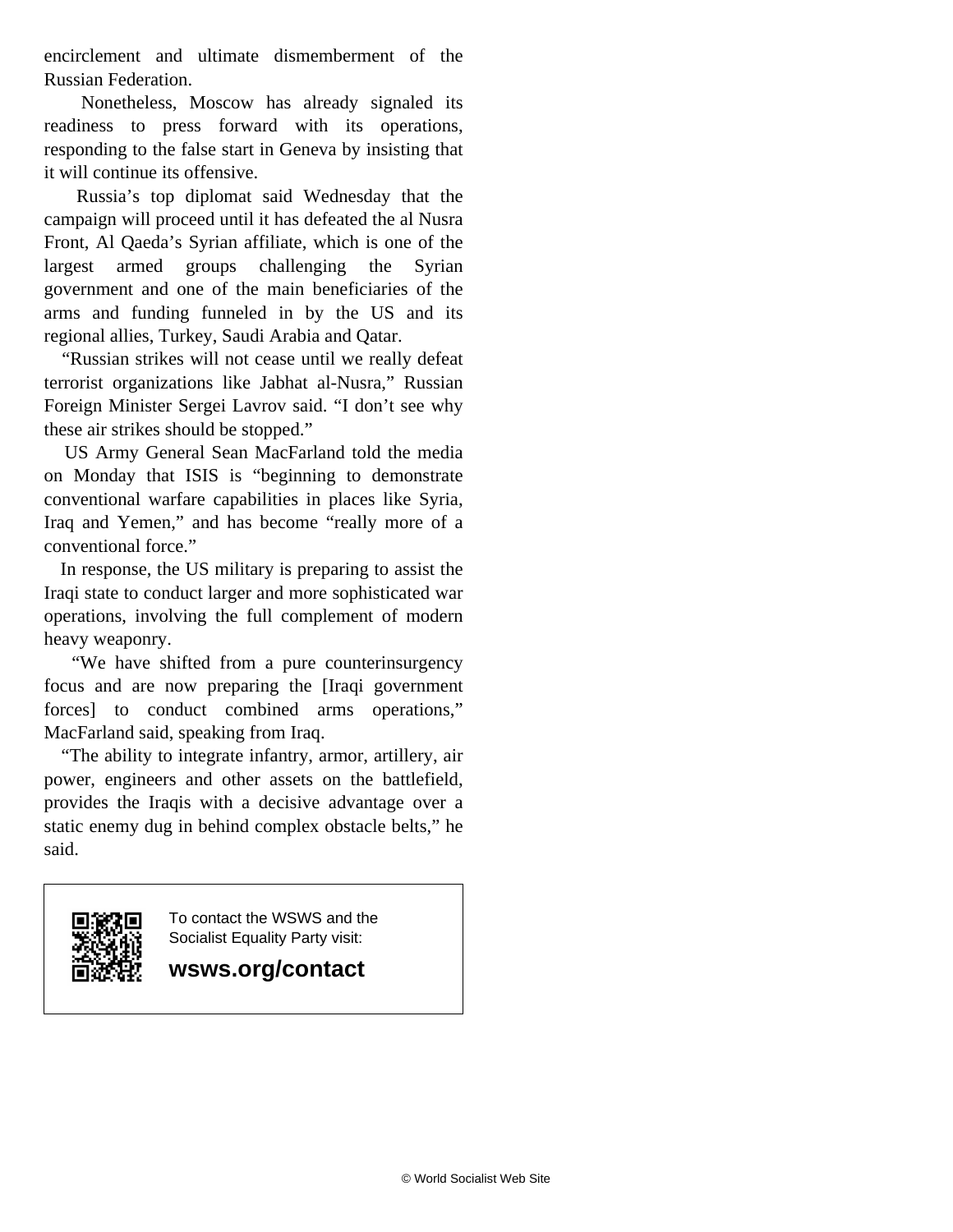encirclement and ultimate dismemberment of the Russian Federation.

Nonetheless, Moscow has already signaled its readiness to press forward with its operations, responding to the false start in Geneva by insisting that it will continue its offensive.

Russia's top diplomat said Wednesday that the campaign will proceed until it has defeated the al Nusra Front, Al Qaeda's Syrian affiliate, which is one of the largest armed groups challenging the Syrian government and one of the main beneficiaries of the arms and funding funneled in by the US and its regional allies, Turkey, Saudi Arabia and Qatar.

"Russian strikes will not cease until we really defeat terrorist organizations like Jabhat al-Nusra," Russian Foreign Minister Sergei Lavrov said. "I don't see why these air strikes should be stopped."

US Army General Sean MacFarland told the media on Monday that ISIS is "beginning to demonstrate conventional warfare capabilities in places like Syria, Iraq and Yemen," and has become "really more of a conventional force."

In response, the US military is preparing to assist the Iraqi state to conduct larger and more sophisticated war operations, involving the full complement of modern heavy weaponry.

"We have shifted from a pure counterinsurgency focus and are now preparing the [Iraqi government forces] to conduct combined arms operations," MacFarland said, speaking from Iraq.

"The ability to integrate infantry, armor, artillery, air power, engineers and other assets on the battlefield, provides the Iraqis with a decisive advantage over a static enemy dug in behind complex obstacle belts," he said.

To contact the WSWS and the Socialist Equality Party visit:

**wsws.org/contact**